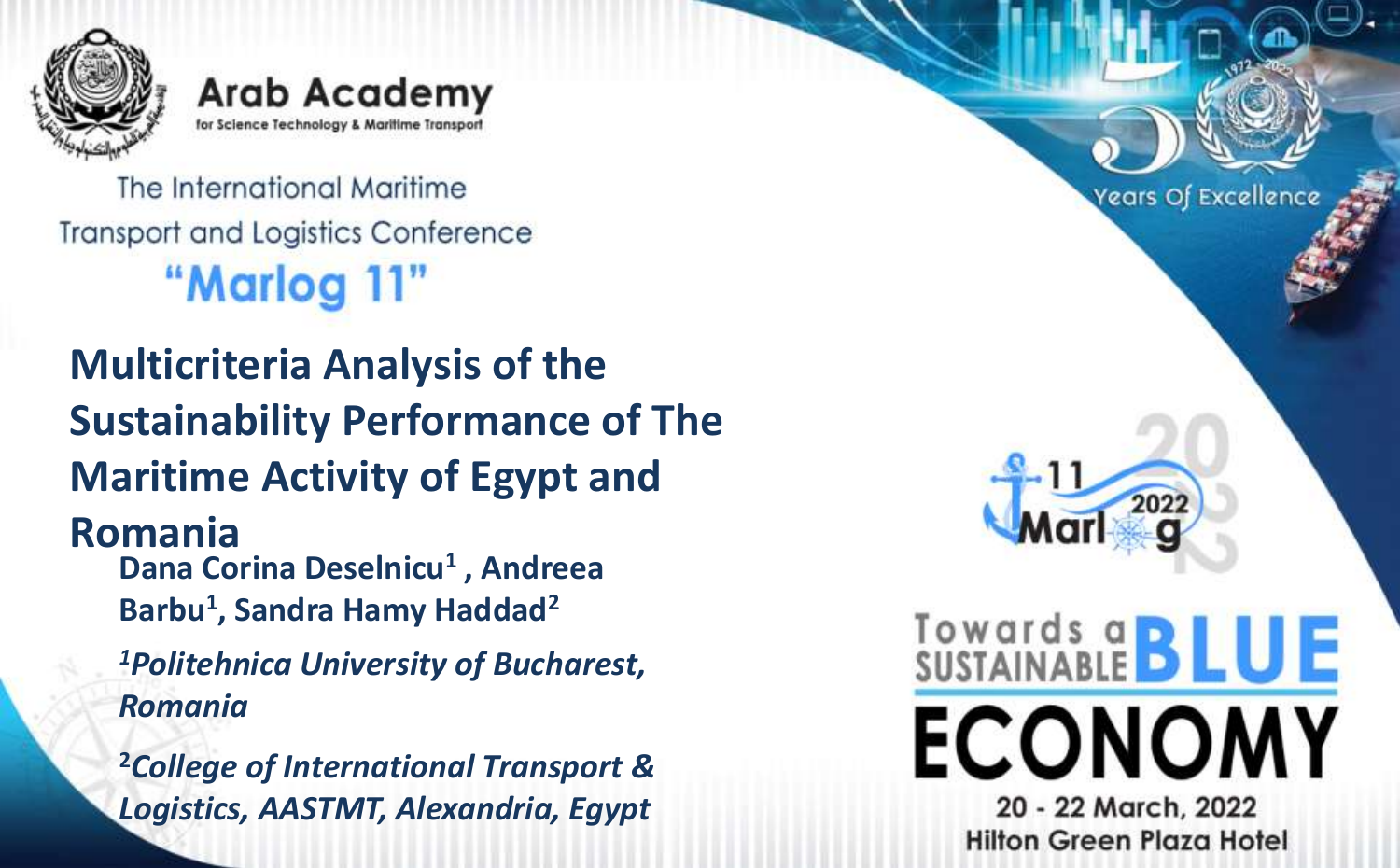**Arab Academy**
for Science Technology & Maritime Transport

The International Maritime Transport and Logistics Conference

## "Marlog 11"

# Multicriteria Analysis of the Sustainability Performance of The Maritime Activity of Egypt and Romania

**Dana Corina Deselnicu[1] , Andreea Barbu[1], Sandra Hamy Haddad[2]**

***[1]Politehnica University of Bucharest, Romania***

***[2]College of International Transport & Logistics, AASTMT, Alexandria, Egypt***

Years Of Excellence

Marlog 11 2022

Towards a SUSTAINABLE BLUE ECONOMY

20 - 22 March, 2022

Hilton Green Plaza Hotel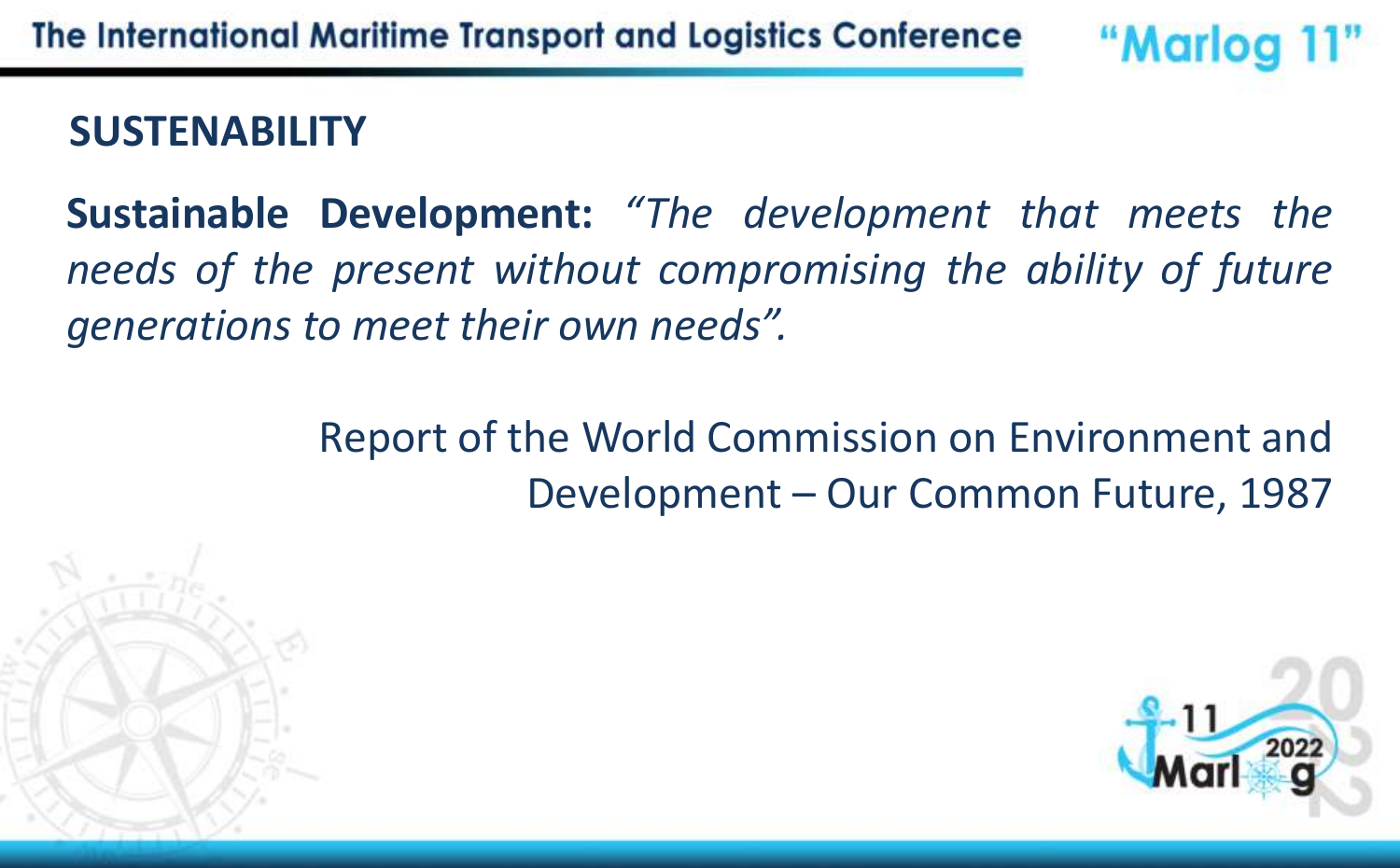## SUSTENABILITY

**Sustainable Development:** *"The development that meets the needs of the present without compromising the ability of future generations to meet their own needs".*

Report of the World Commission on Environment and Development – Our Common Future, 1987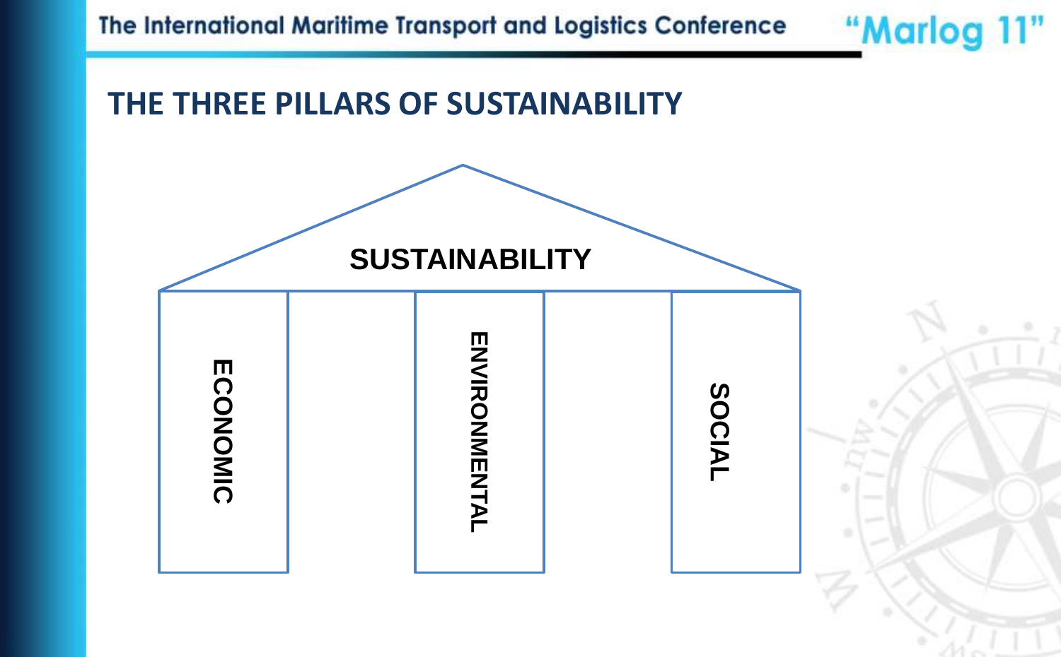# THE THREE PILLARS OF SUSTAINABILITY

SUSTAINABILITY

ECONOMIC

ENVIRONMENTAL

SOCIAL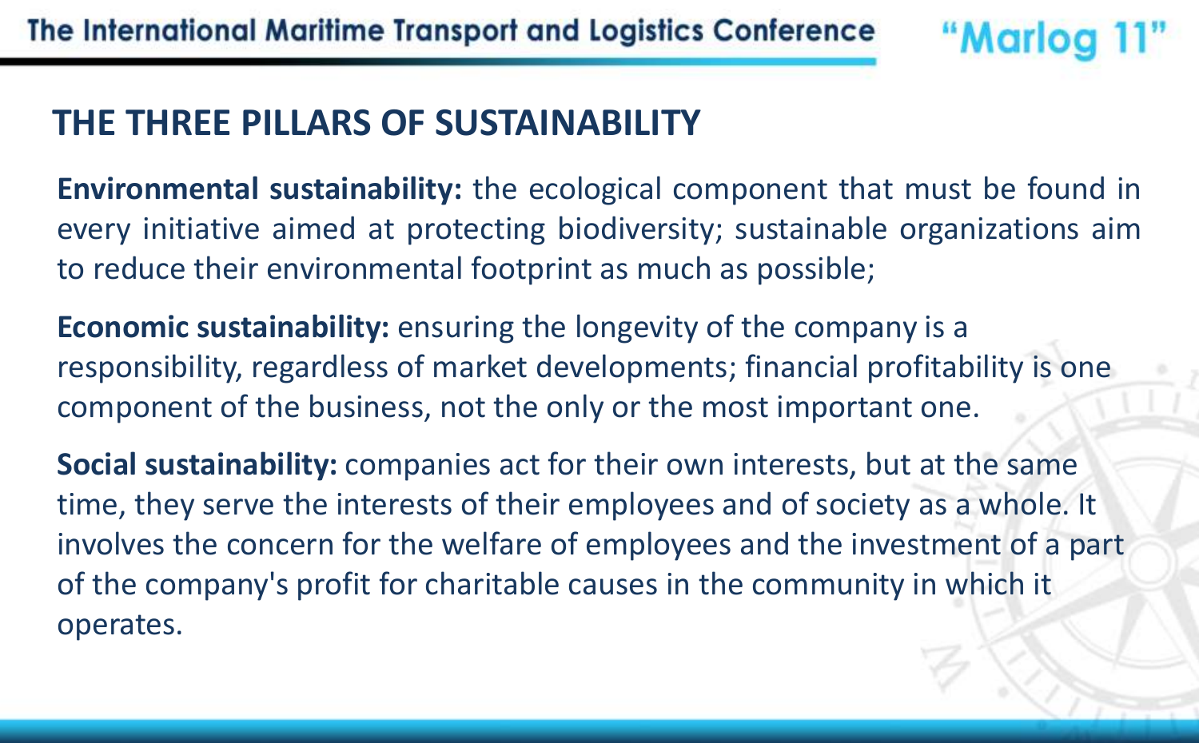## THE THREE PILLARS OF SUSTAINABILITY

**Environmental sustainability:** the ecological component that must be found in every initiative aimed at protecting biodiversity; sustainable organizations aim to reduce their environmental footprint as much as possible;

**Economic sustainability:** ensuring the longevity of the company is a responsibility, regardless of market developments; financial profitability is one component of the business, not the only or the most important one.

**Social sustainability:** companies act for their own interests, but at the same time, they serve the interests of their employees and of society as a whole. It involves the concern for the welfare of employees and the investment of a part of the company's profit for charitable causes in the community in which it operates.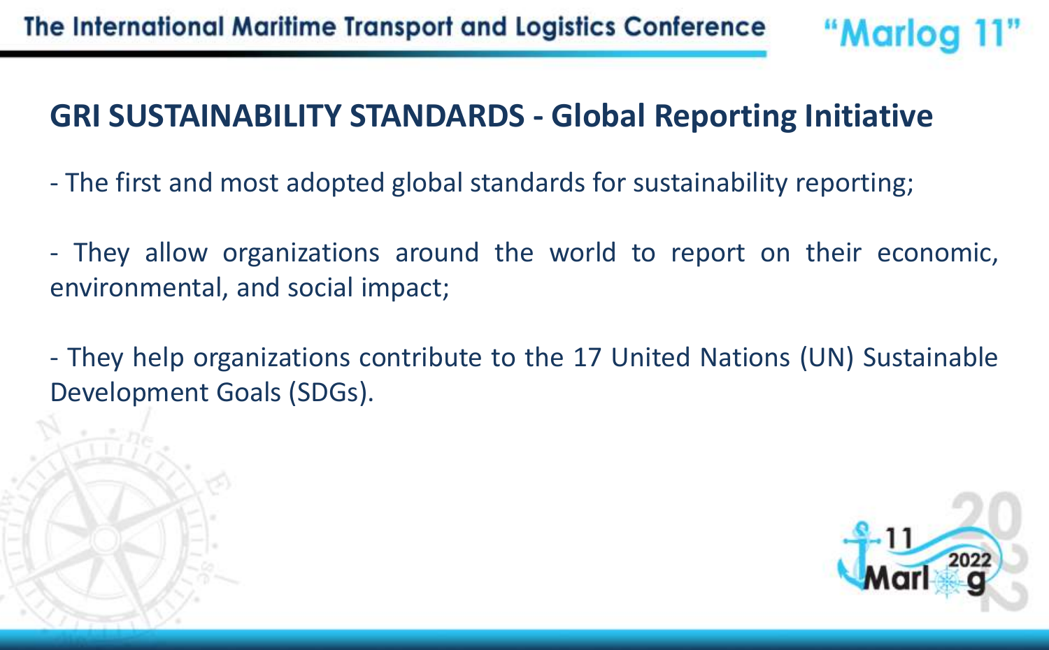## GRI SUSTAINABILITY STANDARDS - Global Reporting Initiative

- The first and most adopted global standards for sustainability reporting;

- They allow organizations around the world to report on their economic, environmental, and social impact;

- They help organizations contribute to the 17 United Nations (UN) Sustainable Development Goals (SDGs).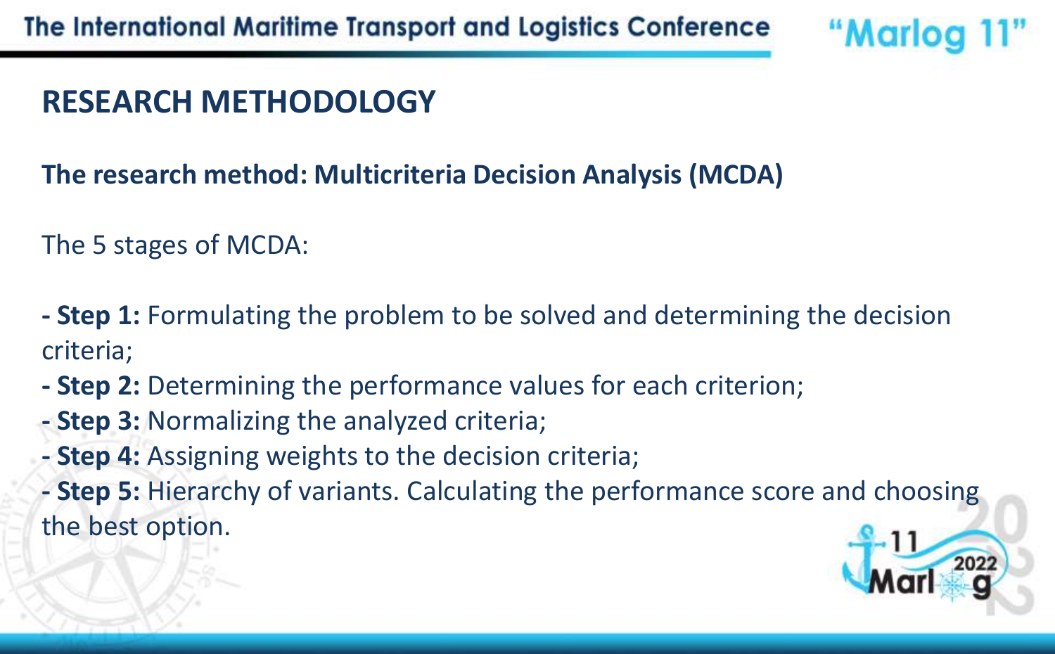# RESEARCH METHODOLOGY

**The research method: Multicriteria Decision Analysis (MCDA)**

The 5 stages of MCDA:

- **Step 1:** Formulating the problem to be solved and determining the decision criteria;
- **Step 2:** Determining the performance values for each criterion;
- **Step 3:** Normalizing the analyzed criteria;
- **Step 4:** Assigning weights to the decision criteria;
- **Step 5:** Hierarchy of variants. Calculating the performance score and choosing the best option.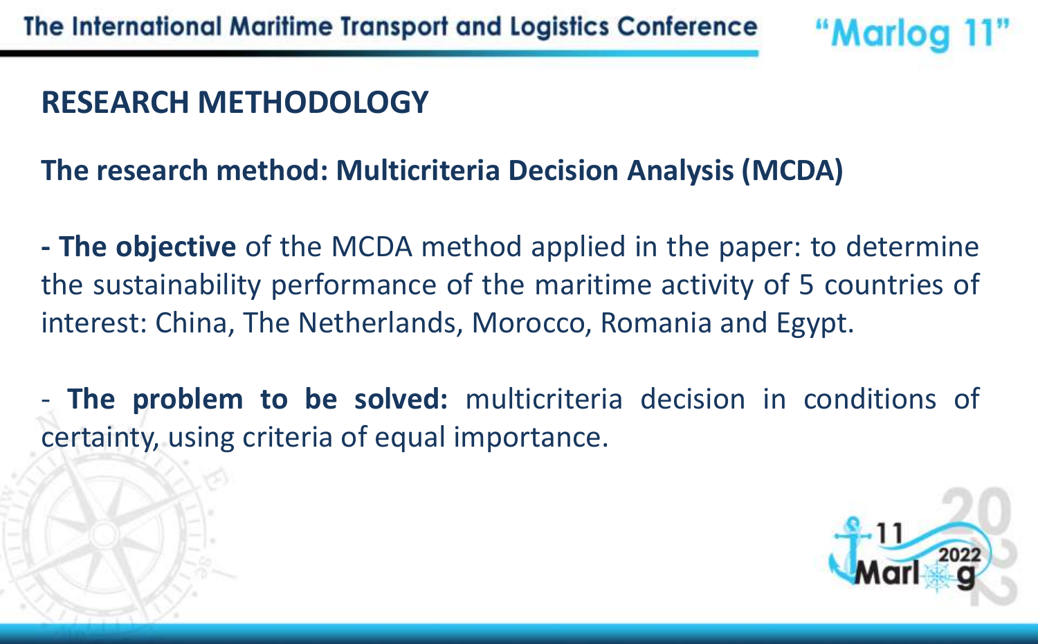## RESEARCH METHODOLOGY

### The research method: Multicriteria Decision Analysis (MCDA)

**- The objective** of the MCDA method applied in the paper: to determine the sustainability performance of the maritime activity of 5 countries of interest: China, The Netherlands, Morocco, Romania and Egypt.

- **The problem to be solved:** multicriteria decision in conditions of certainty, using criteria of equal importance.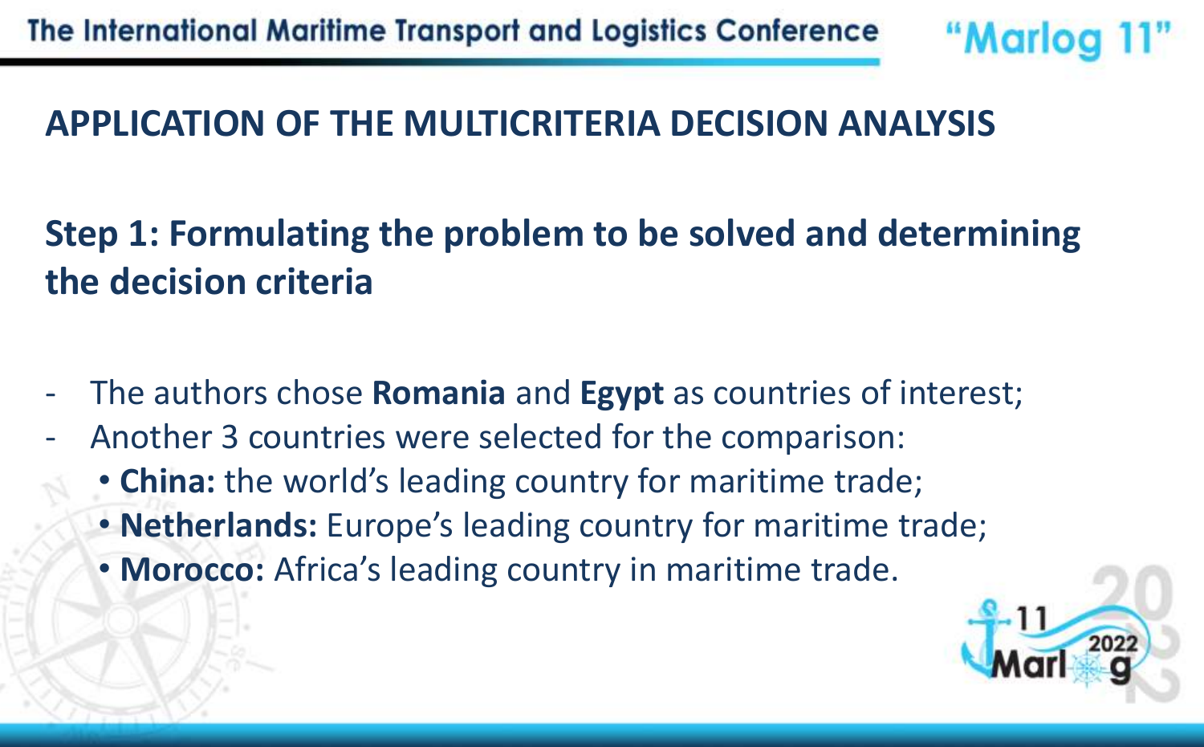## APPLICATION OF THE MULTICRITERIA DECISION ANALYSIS

### Step 1: Formulating the problem to be solved and determining the decision criteria

- The authors chose **Romania** and **Egypt** as countries of interest;
- Another 3 countries were selected for the comparison:
  - **China:** the world's leading country for maritime trade;
  - **Netherlands:** Europe's leading country for maritime trade;
  - **Morocco:** Africa's leading country in maritime trade.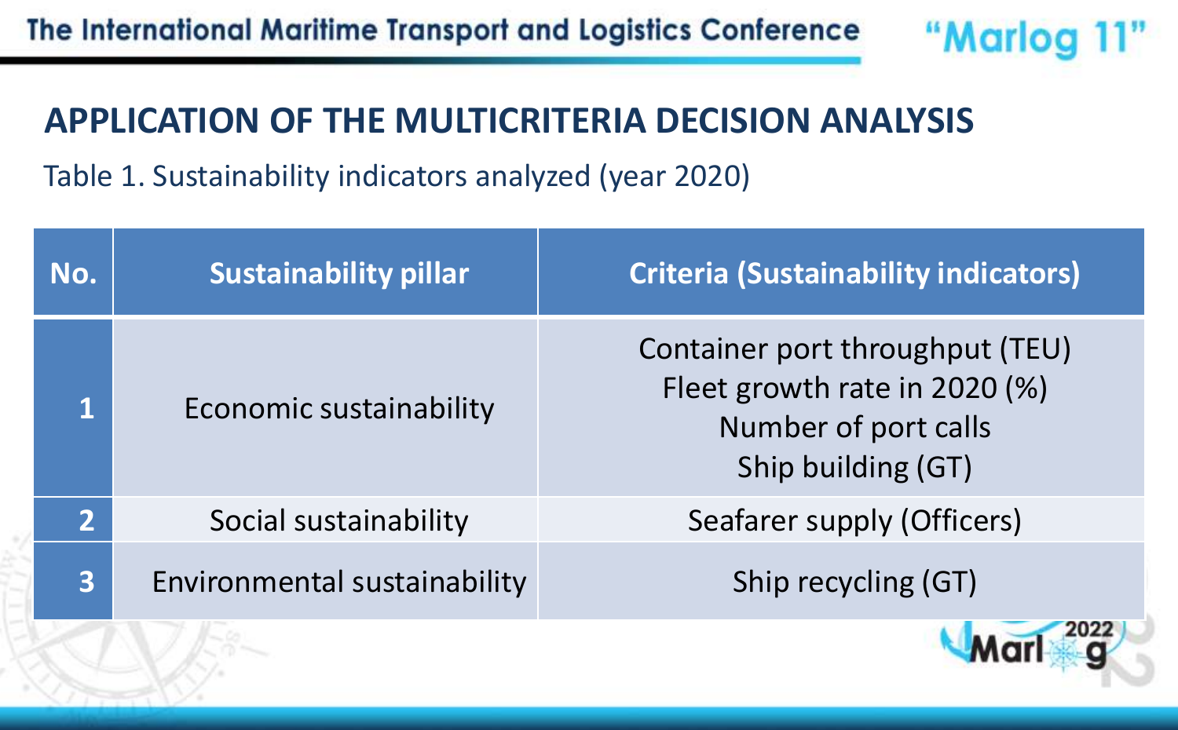## APPLICATION OF THE MULTICRITERIA DECISION ANALYSIS

Table 1. Sustainability indicators analyzed (year 2020)

| No. | Sustainability pillar | Criteria (Sustainability indicators) |
|---|---|---|
| 1 | Economic sustainability | Container port throughput (TEU)<br>Fleet growth rate in 2020 (%)<br>Number of port calls<br>Ship building (GT) |
| 2 | Social sustainability | Seafarer supply (Officers) |
| 3 | Environmental sustainability | Ship recycling (GT) |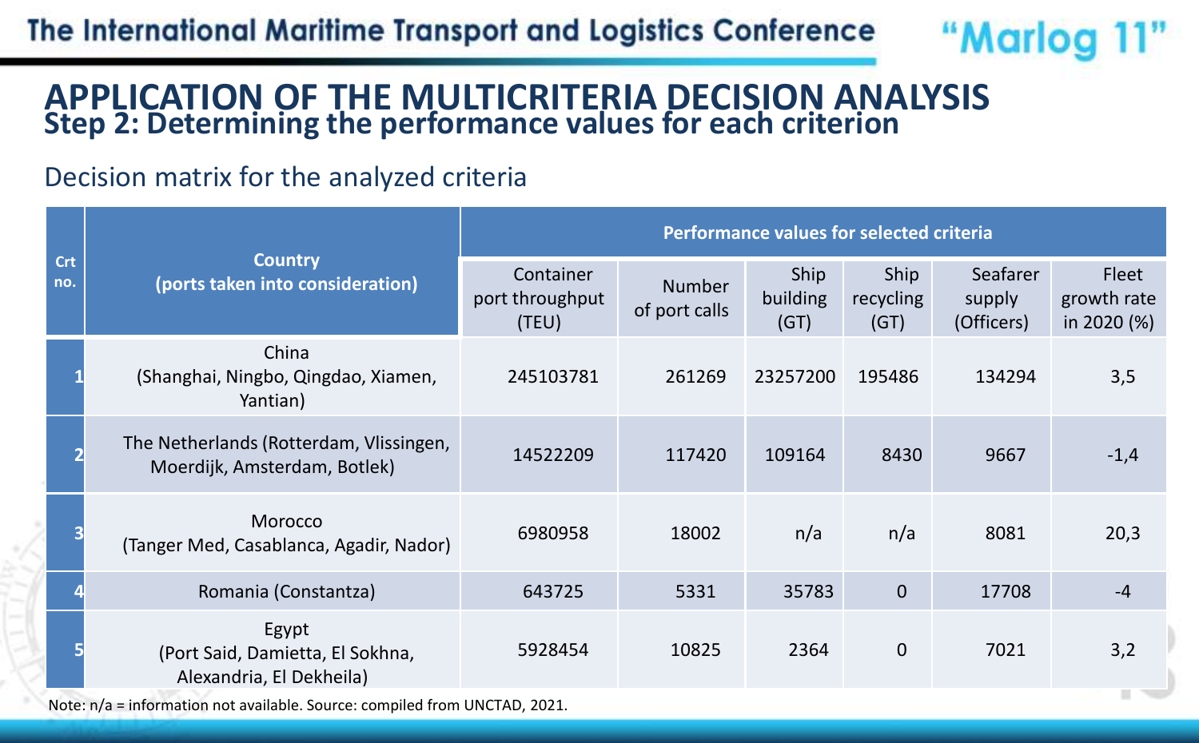# APPLICATION OF THE MULTICRITERIA DECISION ANALYSIS

## Step 2: Determining the performance values for each criterion

Decision matrix for the analyzed criteria

| Crt no. | Country (ports taken into consideration) | Performance values for selected criteria | | | | | |
|---|---|---|---|---|---|---|---|
| | | Container port throughput (TEU) | Number of port calls | Ship building (GT) | Ship recycling (GT) | Seafarer supply (Officers) | Fleet growth rate in 2020 (%) |
| 1 | China (Shanghai, Ningbo, Qingdao, Xiamen, Yantian) | 245103781 | 261269 | 23257200 | 195486 | 134294 | 3,5 |
| 2 | The Netherlands (Rotterdam, Vlissingen, Moerdijk, Amsterdam, Botlek) | 14522209 | 117420 | 109164 | 8430 | 9667 | -1,4 |
| 3 | Morocco (Tanger Med, Casablanca, Agadir, Nador) | 6980958 | 18002 | n/a | n/a | 8081 | 20,3 |
| 4 | Romania (Constantza) | 643725 | 5331 | 35783 | 0 | 17708 | -4 |
| 5 | Egypt (Port Said, Damietta, El Sokhna, Alexandria, El Dekheila) | 5928454 | 10825 | 2364 | 0 | 7021 | 3,2 |

Note: n/a = information not available. Source: compiled from UNCTAD, 2021.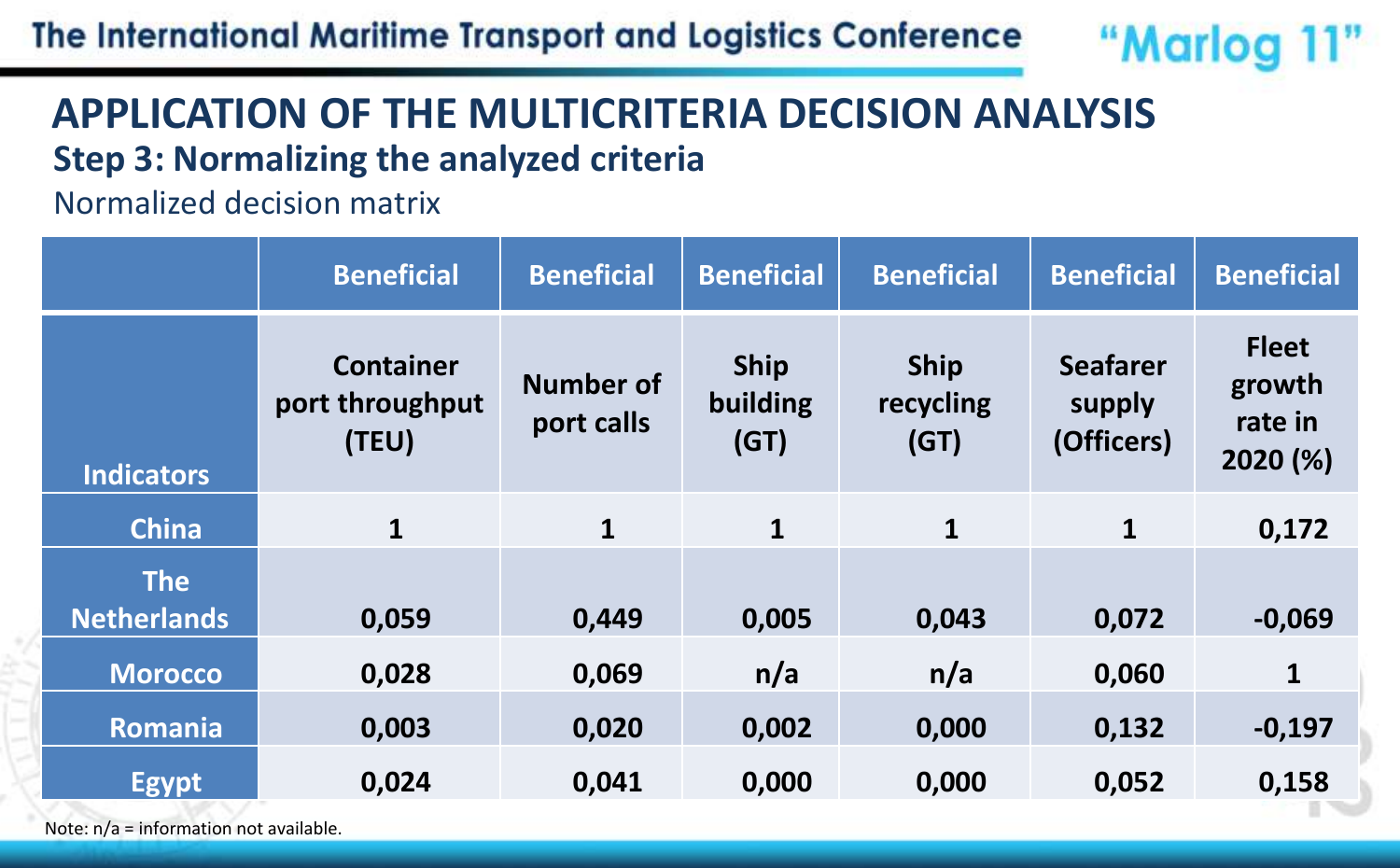# APPLICATION OF THE MULTICRITERIA DECISION ANALYSIS

## Step 3: Normalizing the analyzed criteria

Normalized decision matrix

| | Beneficial | Beneficial | Beneficial | Beneficial | Beneficial | Beneficial |
|---|---|---|---|---|---|---|
| **Indicators** | **Container port throughput (TEU)** | **Number of port calls** | **Ship building (GT)** | **Ship recycling (GT)** | **Seafarer supply (Officers)** | **Fleet growth rate in 2020 (%)** |
| **China** | 1 | 1 | 1 | 1 | 1 | 0,172 |
| **The Netherlands** | 0,059 | 0,449 | 0,005 | 0,043 | 0,072 | -0,069 |
| **Morocco** | 0,028 | 0,069 | n/a | n/a | 0,060 | 1 |
| **Romania** | 0,003 | 0,020 | 0,002 | 0,000 | 0,132 | -0,197 |
| **Egypt** | 0,024 | 0,041 | 0,000 | 0,000 | 0,052 | 0,158 |

Note: n/a = information not available.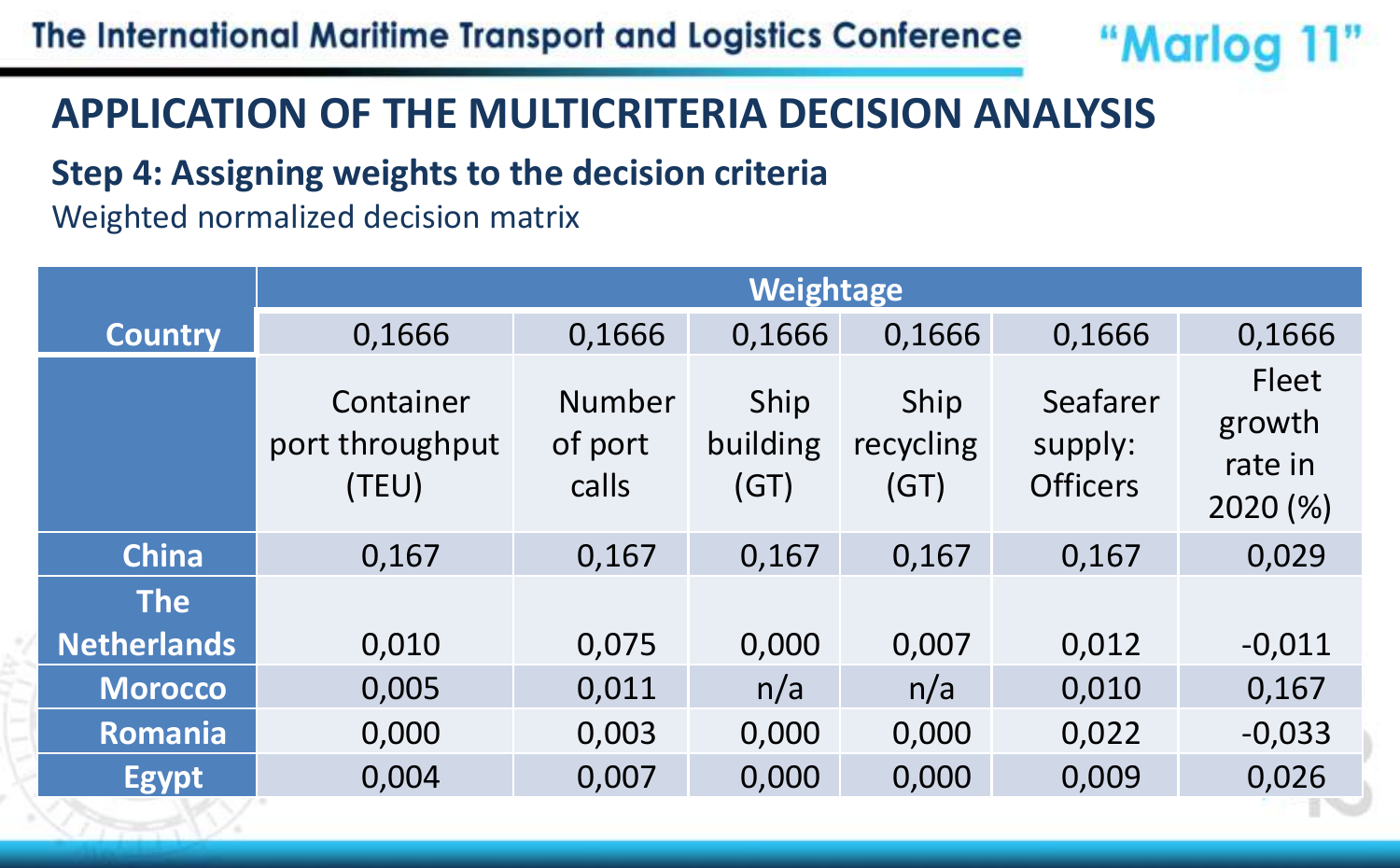# APPLICATION OF THE MULTICRITERIA DECISION ANALYSIS

**Step 4: Assigning weights to the decision criteria**

Weighted normalized decision matrix

| Country | Weightage | | | | | |
|---|---|---|---|---|---|---|
| | 0,1666 | 0,1666 | 0,1666 | 0,1666 | 0,1666 | 0,1666 |
| | Container port throughput (TEU) | Number of port calls | Ship building (GT) | Ship recycling (GT) | Seafarer supply: Officers | Fleet growth rate in 2020 (%) |
| China | 0,167 | 0,167 | 0,167 | 0,167 | 0,167 | 0,029 |
| The Netherlands | 0,010 | 0,075 | 0,000 | 0,007 | 0,012 | -0,011 |
| Morocco | 0,005 | 0,011 | n/a | n/a | 0,010 | 0,167 |
| Romania | 0,000 | 0,003 | 0,000 | 0,000 | 0,022 | -0,033 |
| Egypt | 0,004 | 0,007 | 0,000 | 0,000 | 0,009 | 0,026 |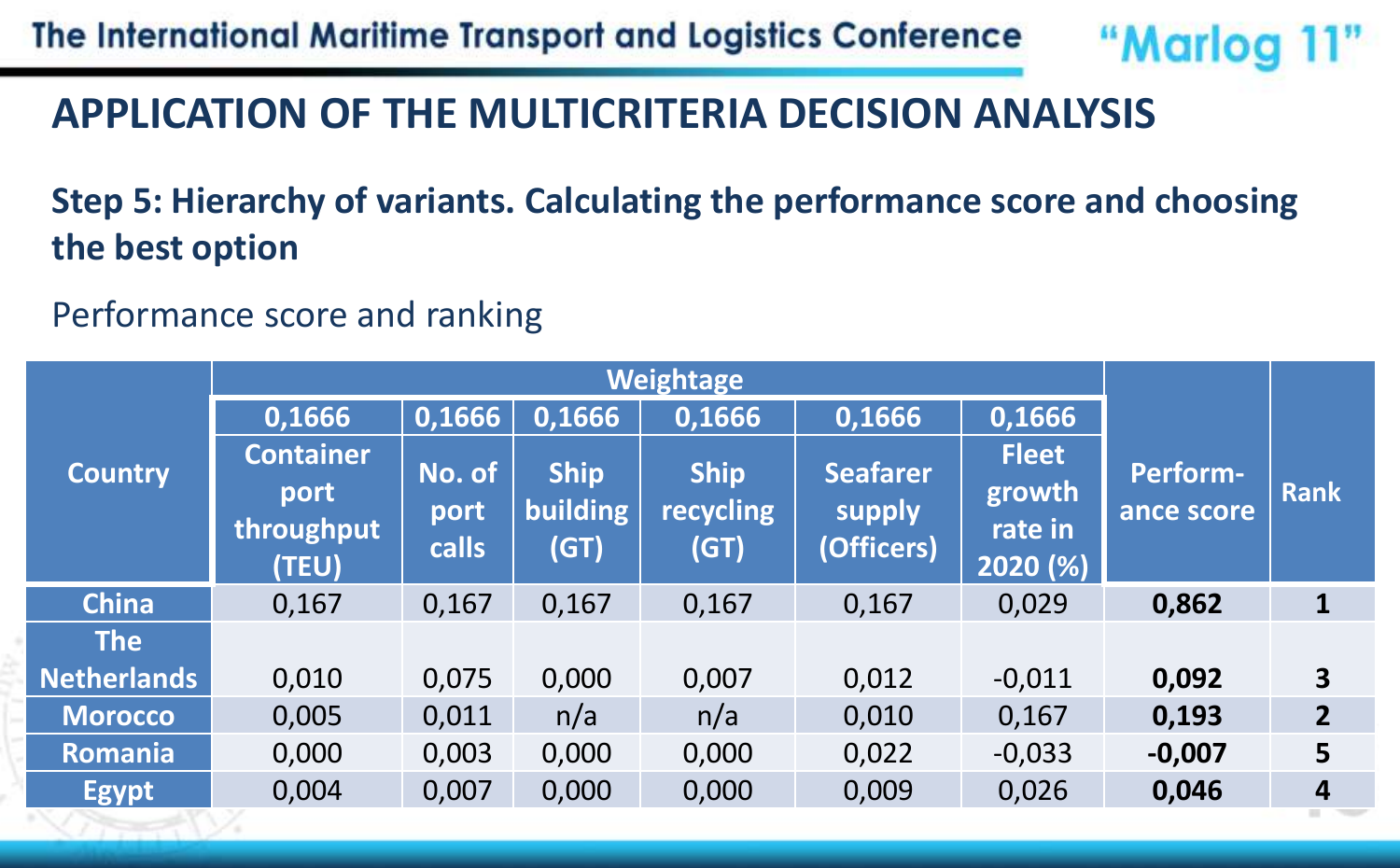## APPLICATION OF THE MULTICRITERIA DECISION ANALYSIS

### Step 5: Hierarchy of variants. Calculating the performance score and choosing the best option

Performance score and ranking

| Country | Weightage | | | | | | Perform-ance score | Rank |
|---|---|---|---|---|---|---|---|---|
| | 0,1666 | 0,1666 | 0,1666 | 0,1666 | 0,1666 | 0,1666 | | |
| | Container port throughput (TEU) | No. of port calls | Ship building (GT) | Ship recycling (GT) | Seafarer supply (Officers) | Fleet growth rate in 2020 (%) | | |
| China | 0,167 | 0,167 | 0,167 | 0,167 | 0,167 | 0,029 | **0,862** | **1** |
| The Netherlands | 0,010 | 0,075 | 0,000 | 0,007 | 0,012 | -0,011 | **0,092** | **3** |
| Morocco | 0,005 | 0,011 | n/a | n/a | 0,010 | 0,167 | **0,193** | **2** |
| Romania | 0,000 | 0,003 | 0,000 | 0,000 | 0,022 | -0,033 | **-0,007** | **5** |
| Egypt | 0,004 | 0,007 | 0,000 | 0,000 | 0,009 | 0,026 | **0,046** | **4** |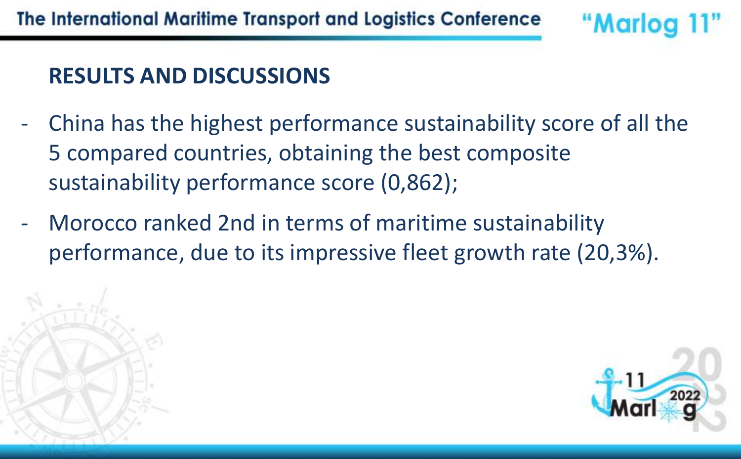## RESULTS AND DISCUSSIONS

- China has the highest performance sustainability score of all the 5 compared countries, obtaining the best composite sustainability performance score (0,862);
- Morocco ranked 2nd in terms of maritime sustainability performance, due to its impressive fleet growth rate (20,3%).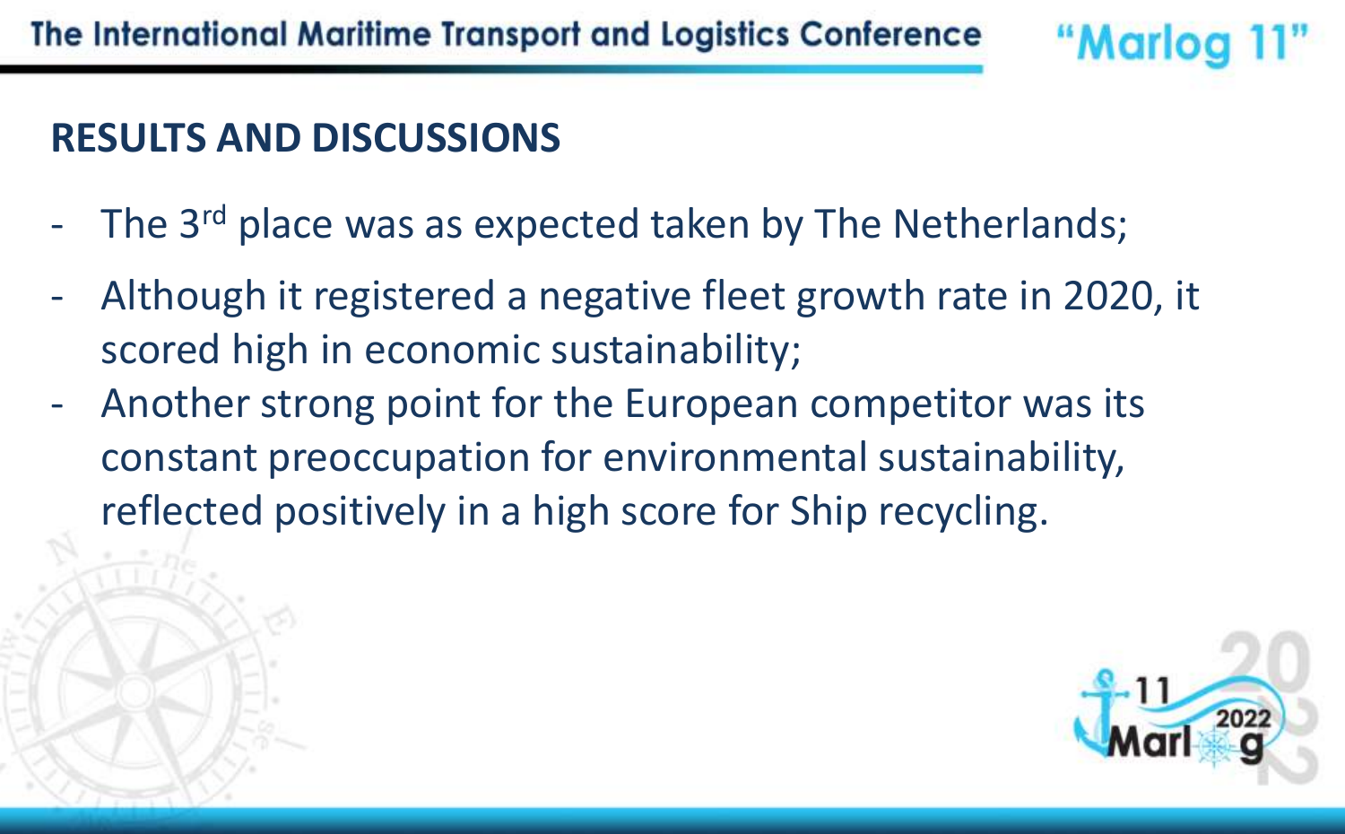## RESULTS AND DISCUSSIONS

- The 3rd place was as expected taken by The Netherlands;
- Although it registered a negative fleet growth rate in 2020, it scored high in economic sustainability;
- Another strong point for the European competitor was its constant preoccupation for environmental sustainability, reflected positively in a high score for Ship recycling.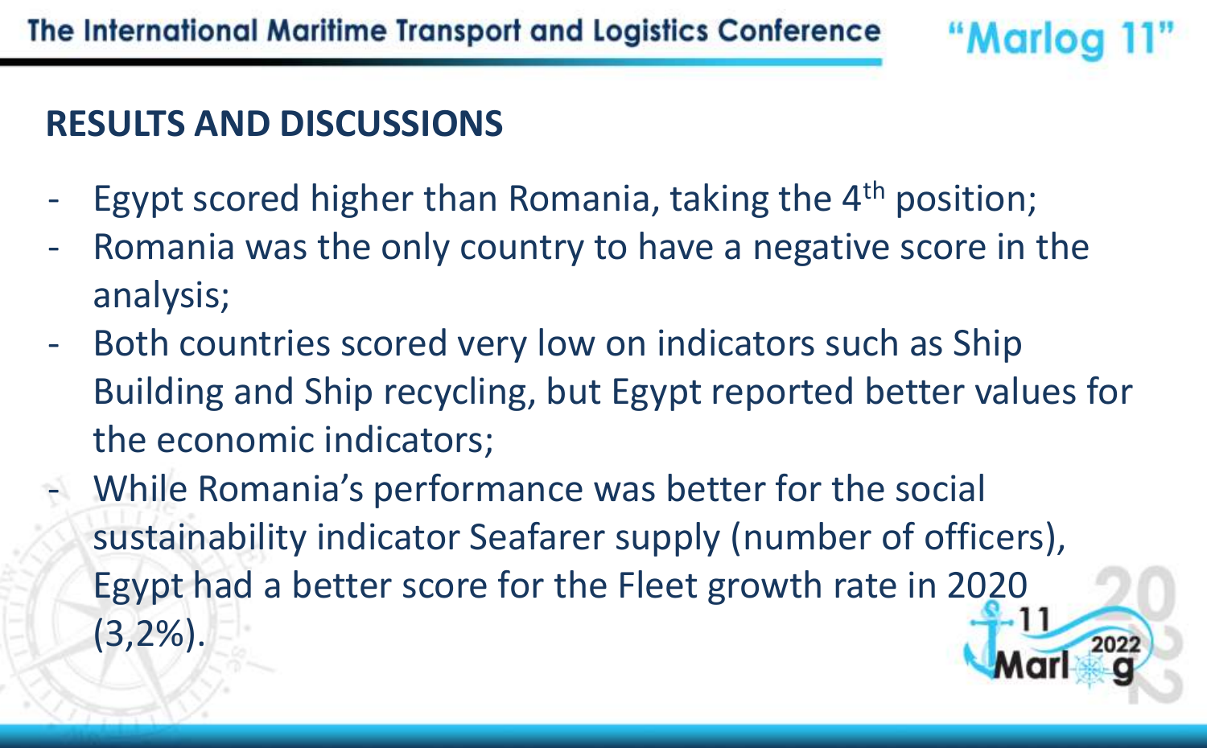## RESULTS AND DISCUSSIONS

- Egypt scored higher than Romania, taking the 4th position;
- Romania was the only country to have a negative score in the analysis;
- Both countries scored very low on indicators such as Ship Building and Ship recycling, but Egypt reported better values for the economic indicators;
- While Romania's performance was better for the social sustainability indicator Seafarer supply (number of officers), Egypt had a better score for the Fleet growth rate in 2020 (3,2%).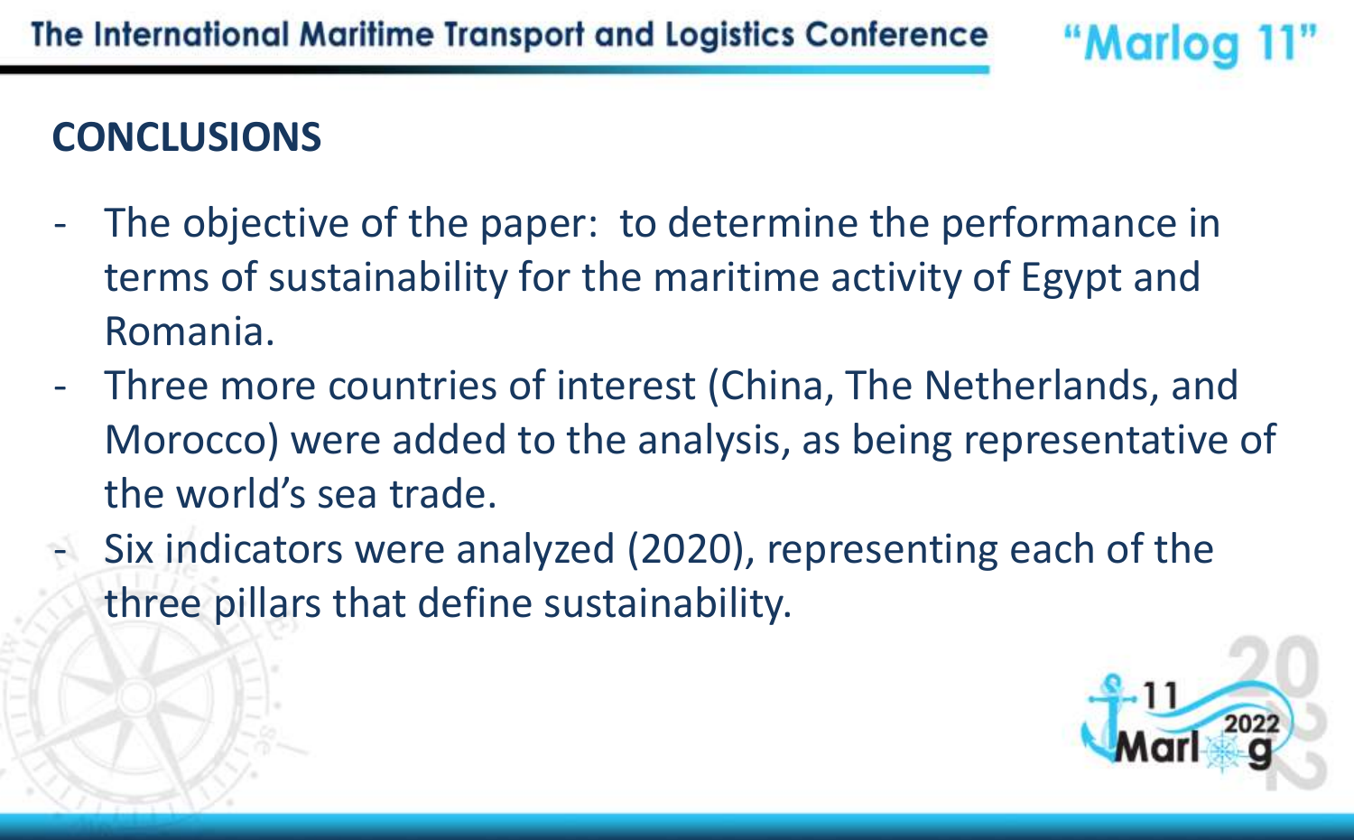## CONCLUSIONS

- The objective of the paper: to determine the performance in terms of sustainability for the maritime activity of Egypt and Romania.
- Three more countries of interest (China, The Netherlands, and Morocco) were added to the analysis, as being representative of the world's sea trade.
- Six indicators were analyzed (2020), representing each of the three pillars that define sustainability.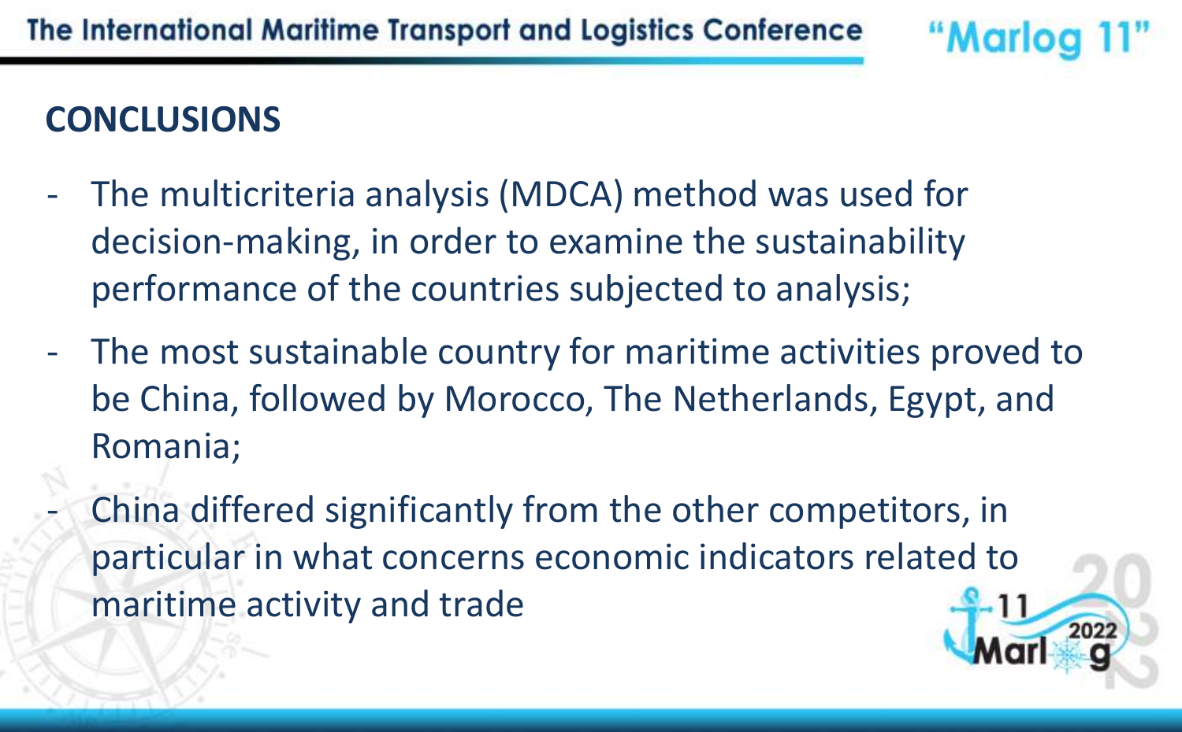## CONCLUSIONS

- The multicriteria analysis (MDCA) method was used for decision-making, in order to examine the sustainability performance of the countries subjected to analysis;
- The most sustainable country for maritime activities proved to be China, followed by Morocco, The Netherlands, Egypt, and Romania;
- China differed significantly from the other competitors, in particular in what concerns economic indicators related to maritime activity and trade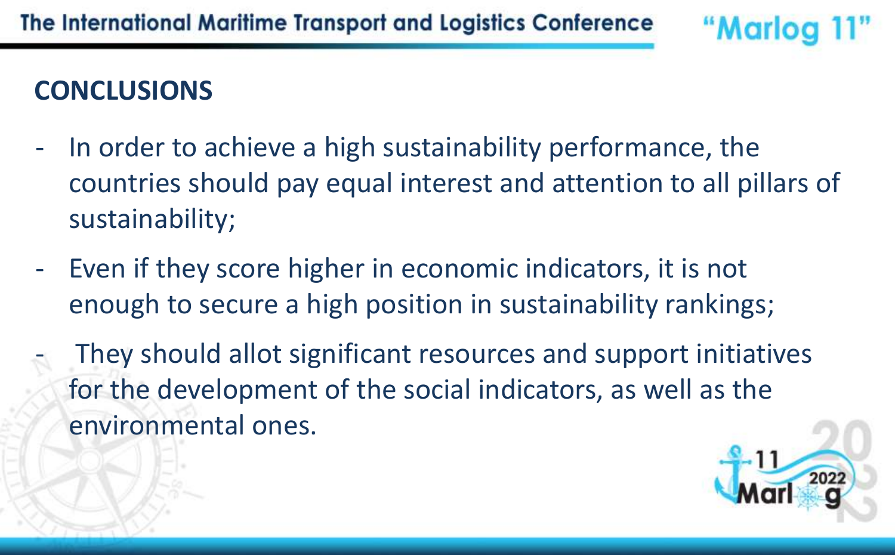## CONCLUSIONS

- In order to achieve a high sustainability performance, the countries should pay equal interest and attention to all pillars of sustainability;
- Even if they score higher in economic indicators, it is not enough to secure a high position in sustainability rankings;
- They should allot significant resources and support initiatives for the development of the social indicators, as well as the environmental ones.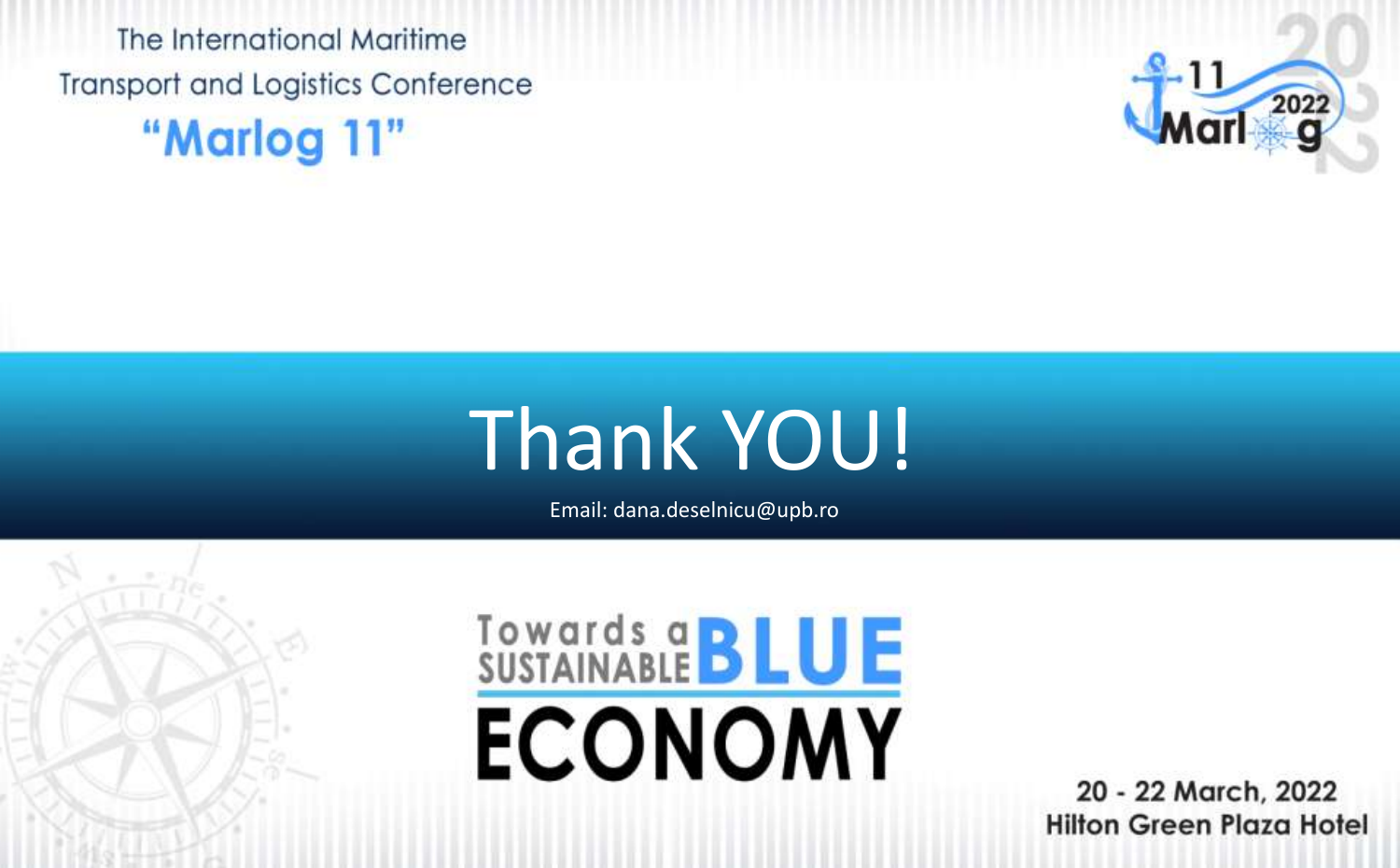The International Maritime Transport and Logistics Conference

"Marlog 11"

# Thank YOU!

Email: dana.deselnicu@upb.ro

Towards a SUSTAINABLE BLUE ECONOMY

20 - 22 March, 2022

Hilton Green Plaza Hotel